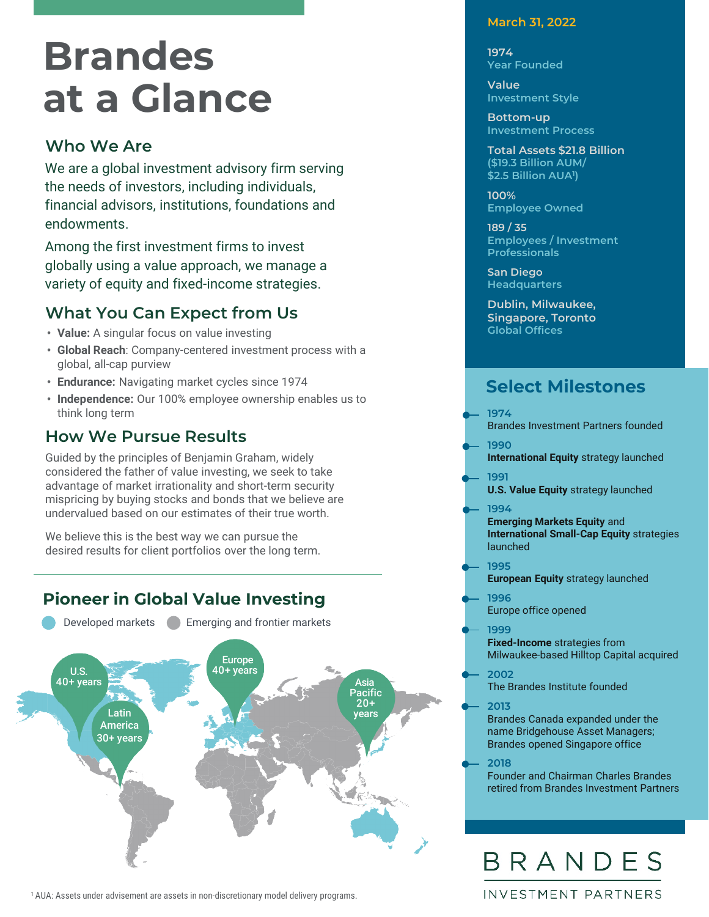# Brandes at a Glance

## Who We Are

We are a global investment advisory firm serving the needs of investors, including individuals, financial advisors, institutions, foundations and endowments.

Among the first investment firms to invest globally using a value approach, we manage a variety of equity and fixed-income strategies.

## What You Can Expect from Us

- **Value:** A singular focus on value investing
- **Global Reach**: Company-centered investment process with a global, all-cap purview
- **Endurance:** Navigating market cycles since 1974
- **Independence:** Our 100% employee ownership enables us to think long term

## How We Pursue Results

Guided by the principles of Benjamin Graham, widely considered the father of value investing, we seek to take advantage of market irrationality and short-term security mispricing by buying stocks and bonds that we believe are undervalued based on our estimates of their true worth.

We believe this is the best way we can pursue the desired results for client portfolios over the long term.

## Pioneer in Global Value Investing

Developed markets
Emerging and frontier markets

U.S. 40+ years
Latin America 30+ years
Europe 40+ years
Asia Pacific 20+ years

March 31, 2022

**1974**
Year Founded

**Value**
Investment Style

**Bottom-up**
Investment Process

**Total Assets $21.8 Billion**
($19.3 Billion AUM/ $2.5 Billion AUA[1])

**100%**
Employee Owned

**189 / 35**
Employees / Investment Professionals

**San Diego**
Headquarters

**Dublin, Milwaukee, Singapore, Toronto**
Global Offices

## Select Milestones

**1974**
Brandes Investment Partners founded

**1990**
**International Equity** strategy launched

**1991**
**U.S. Value Equity** strategy launched

**1994**
**Emerging Markets Equity** and **International Small-Cap Equity** strategies launched

**1995**
**European Equity** strategy launched

**1996**
Europe office opened

**1999**
**Fixed-Income** strategies from Milwaukee-based Hilltop Capital acquired

**2002**
The Brandes Institute founded

**2013**
Brandes Canada expanded under the name Bridgehouse Asset Managers; Brandes opened Singapore office

**2018**
Founder and Chairman Charles Brandes retired from Brandes Investment Partners

[1] AUA: Assets under advisement are assets in non-discretionary model delivery programs.

BRANDES
INVESTMENT PARTNERS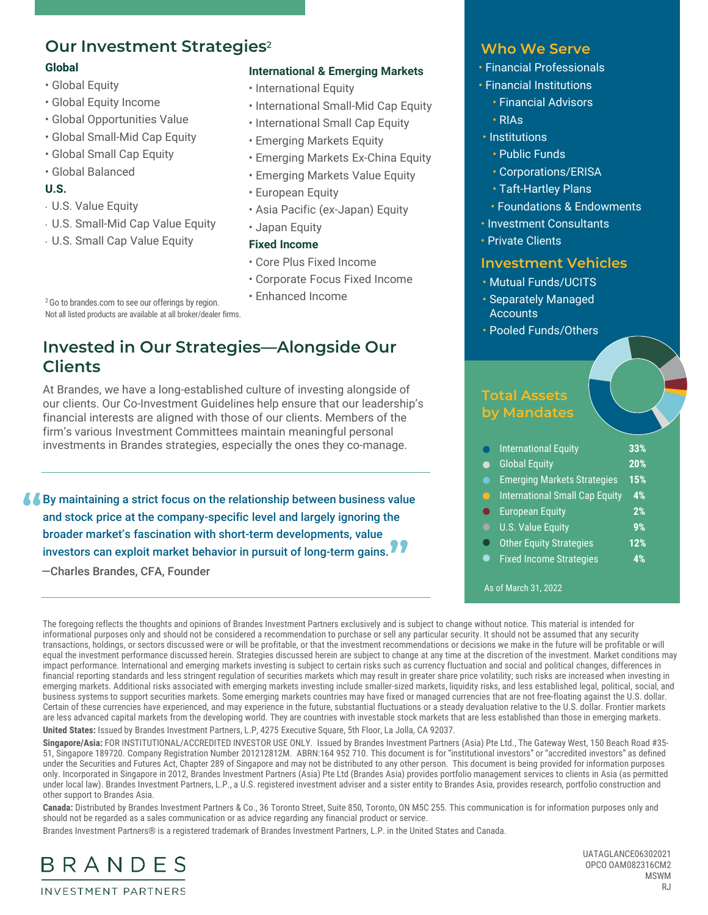## Our Investment Strategies[2]

### Global

- Global Equity
- Global Equity Income
- Global Opportunities Value
- Global Small-Mid Cap Equity
- Global Small Cap Equity
- Global Balanced

### U.S.

- U.S. Value Equity
- U.S. Small-Mid Cap Value Equity
- U.S. Small Cap Value Equity

### International & Emerging Markets

- International Equity
- International Small-Mid Cap Equity
- International Small Cap Equity
- Emerging Markets Equity
- Emerging Markets Ex-China Equity
- Emerging Markets Value Equity
- European Equity
- Asia Pacific (ex-Japan) Equity
- Japan Equity

### Fixed Income

- Core Plus Fixed Income
- Corporate Focus Fixed Income
- Enhanced Income

[2] Go to brandes.com to see our offerings by region. Not all listed products are available at all broker/dealer firms.

## Invested in Our Strategies—Alongside Our Clients

At Brandes, we have a long-established culture of investing alongside of our clients. Our Co-Investment Guidelines help ensure that our leadership's financial interests are aligned with those of our clients. Members of the firm's various Investment Committees maintain meaningful personal investments in Brandes strategies, especially the ones they co-manage.

> "By maintaining a strict focus on the relationship between business value and stock price at the company-specific level and largely ignoring the broader market's fascination with short-term developments, value investors can exploit market behavior in pursuit of long-term gains."
>
> —Charles Brandes, CFA, Founder

## Who We Serve

- Financial Professionals
- Financial Institutions
  - Financial Advisors
  - RIAs
- Institutions
  - Public Funds
  - Corporations/ERISA
  - Taft-Hartley Plans
  - Foundations & Endowments
- Investment Consultants
- Private Clients

## Investment Vehicles

- Mutual Funds/UCITS
- Separately Managed Accounts
- Pooled Funds/Others

## Total Assets by Mandates

International Equity 33%
Global Equity 20%
Emerging Markets Strategies 15%
International Small Cap Equity 4%
European Equity 2%
U.S. Value Equity 9%
Other Equity Strategies 12%
Fixed Income Strategies 4%

As of March 31, 2022

The foregoing reflects the thoughts and opinions of Brandes Investment Partners exclusively and is subject to change without notice. This material is intended for informational purposes only and should not be considered a recommendation to purchase or sell any particular security. It should not be assumed that any security transactions, holdings, or sectors discussed were or will be profitable, or that the investment recommendations or decisions we make in the future will be profitable or will equal the investment performance discussed herein. Strategies discussed herein are subject to change at any time at the discretion of the investment. Market conditions may impact performance. International and emerging markets investing is subject to certain risks such as currency fluctuation and social and political changes, differences in financial reporting standards and less stringent regulation of securities markets which may result in greater share price volatility; such risks are increased when investing in emerging markets. Additional risks associated with emerging markets investing include smaller-sized markets, liquidity risks, and less established legal, political, social, and business systems to support securities markets. Some emerging markets countries may have fixed or managed currencies that are not free-floating against the U.S. dollar. Certain of these currencies have experienced, and may experience in the future, substantial fluctuations or a steady devaluation relative to the U.S. dollar. Frontier markets are less advanced capital markets from the developing world. They are countries with investable stock markets that are less established than those in emerging markets.

**United States:** Issued by Brandes Investment Partners, L.P, 4275 Executive Square, 5th Floor, La Jolla, CA 92037.

**Singapore/Asia:** FOR INSTITUTIONAL/ACCREDITED INVESTOR USE ONLY. Issued by Brandes Investment Partners (Asia) Pte Ltd., The Gateway West, 150 Beach Road #35-51, Singapore 189720. Company Registration Number 201212812M. ABRN:164 952 710. This document is for "institutional investors" or "accredited investors" as defined under the Securities and Futures Act, Chapter 289 of Singapore and may not be distributed to any other person. This document is being provided for information purposes only. Incorporated in Singapore in 2012, Brandes Investment Partners (Asia) Pte Ltd (Brandes Asia) provides portfolio management services to clients in Asia (as permitted under local law). Brandes Investment Partners, L.P., a U.S. registered investment adviser and a sister entity to Brandes Asia, provides research, portfolio construction and other support to Brandes Asia.

**Canada:** Distributed by Brandes Investment Partners & Co., 36 Toronto Street, Suite 850, Toronto, ON M5C 2S5. This communication is for information purposes only and should not be regarded as a sales communication or as advice regarding any financial product or service.

Brandes Investment Partners® is a registered trademark of Brandes Investment Partners, L.P. in the United States and Canada.

BRANDES INVESTMENT PARTNERS

UATAGLANCE06302021
OPCO OAM082316CM2
MSWM
RJ